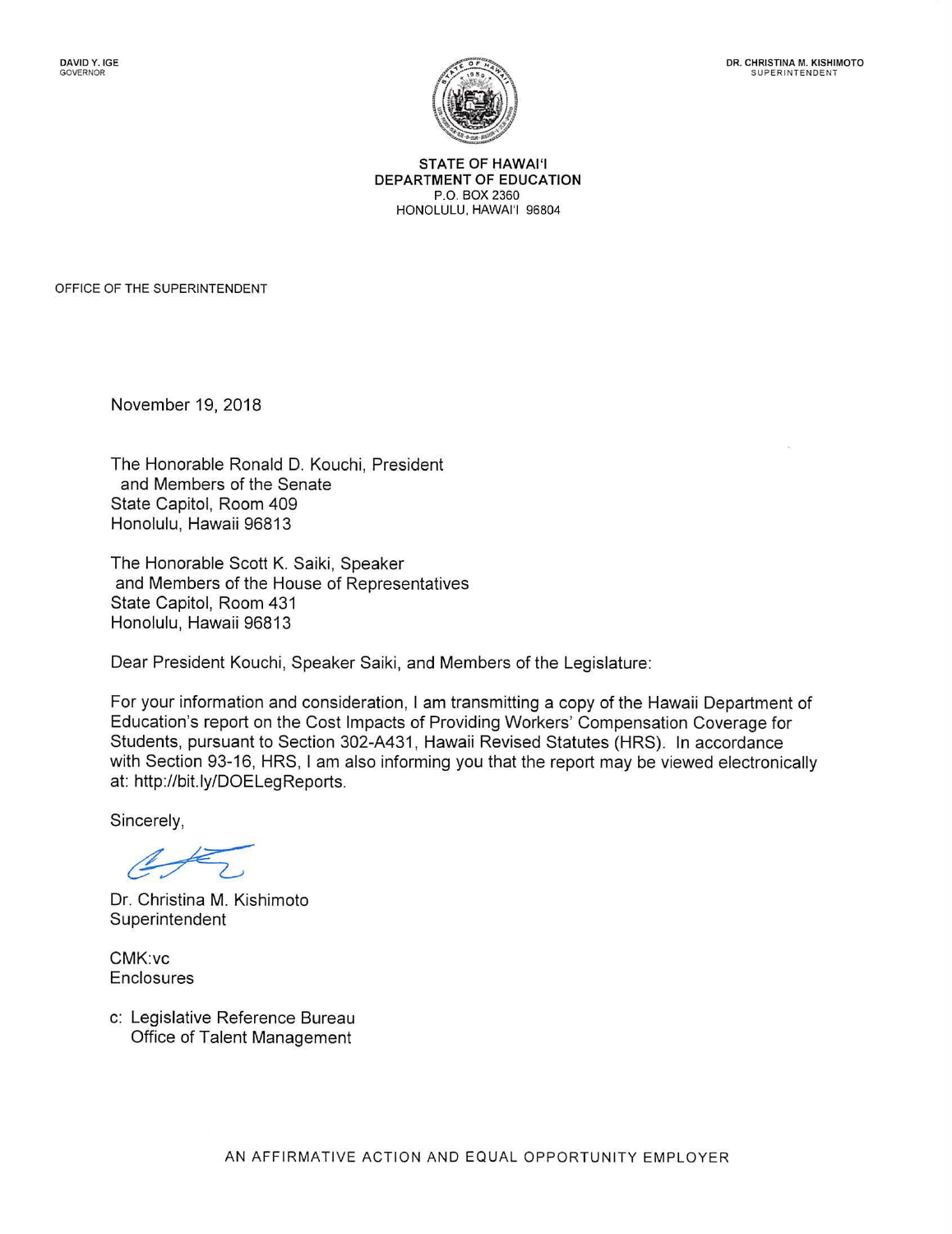DAVID Y. IGE
GOVERNOR

DR. CHRISTINA M. KISHIMOTO
SUPERINTENDENT

**STATE OF HAWAI'I**
**DEPARTMENT OF EDUCATION**
P.O. BOX 2360
HONOLULU, HAWAI'I 96804

OFFICE OF THE SUPERINTENDENT

November 19, 2018

The Honorable Ronald D. Kouchi, President
and Members of the Senate
State Capitol, Room 409
Honolulu, Hawaii 96813

The Honorable Scott K. Saiki, Speaker
and Members of the House of Representatives
State Capitol, Room 431
Honolulu, Hawaii 96813

Dear President Kouchi, Speaker Saiki, and Members of the Legislature:

For your information and consideration, I am transmitting a copy of the Hawaii Department of Education's report on the Cost Impacts of Providing Workers' Compensation Coverage for Students, pursuant to Section 302-A431, Hawaii Revised Statutes (HRS). In accordance with Section 93-16, HRS, I am also informing you that the report may be viewed electronically at: http://bit.ly/DOELegReports.

Sincerely,

Dr. Christina M. Kishimoto
Superintendent

CMK:vc
Enclosures

c: Legislative Reference Bureau
Office of Talent Management

AN AFFIRMATIVE ACTION AND EQUAL OPPORTUNITY EMPLOYER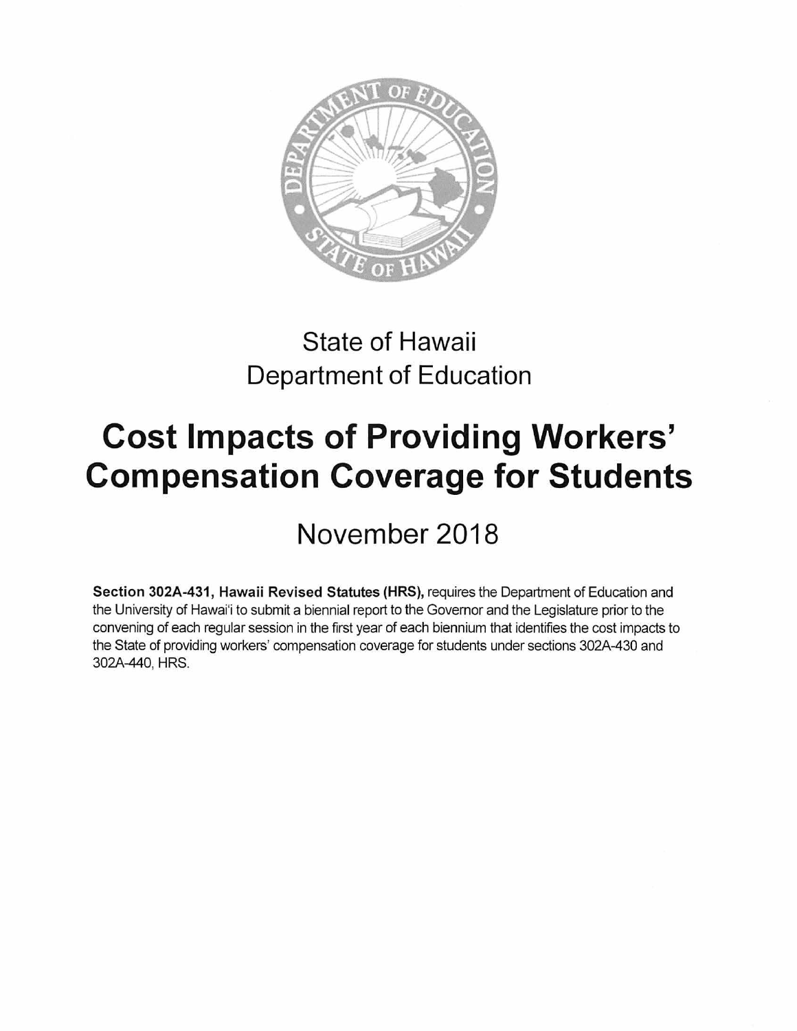State of Hawaii
Department of Education

# Cost Impacts of Providing Workers' Compensation Coverage for Students

## November 2018

**Section 302A-431, Hawaii Revised Statutes (HRS),** requires the Department of Education and the University of Hawai'i to submit a biennial report to the Governor and the Legislature prior to the convening of each regular session in the first year of each biennium that identifies the cost impacts to the State of providing workers' compensation coverage for students under sections 302A-430 and 302A-440, HRS.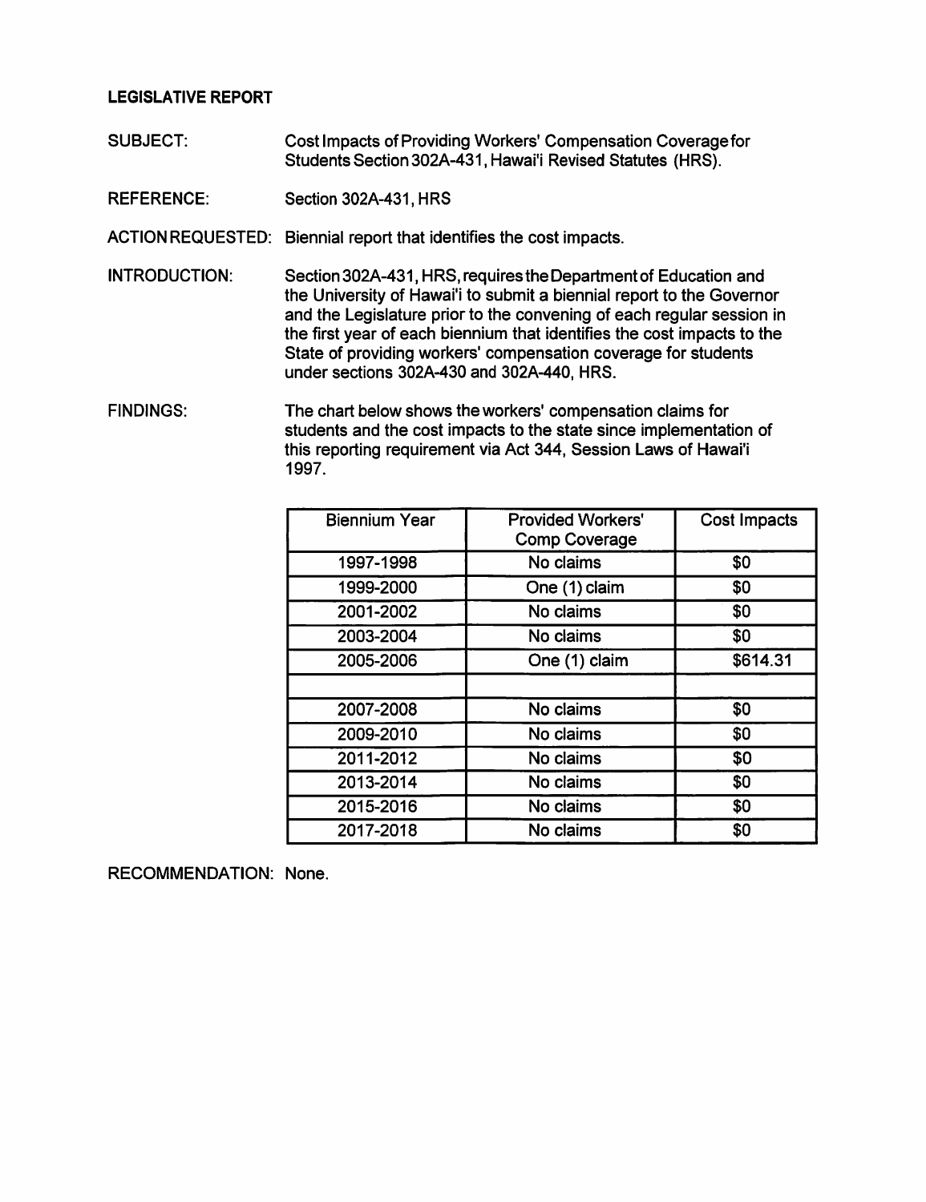**LEGISLATIVE REPORT**

SUBJECT: Cost Impacts of Providing Workers' Compensation Coverage for Students Section 302A-431, Hawai'i Revised Statutes (HRS).

REFERENCE: Section 302A-431, HRS

ACTION REQUESTED: Biennial report that identifies the cost impacts.

INTRODUCTION: Section 302A-431, HRS, requires the Department of Education and the University of Hawai'i to submit a biennial report to the Governor and the Legislature prior to the convening of each regular session in the first year of each biennium that identifies the cost impacts to the State of providing workers' compensation coverage for students under sections 302A-430 and 302A-440, HRS.

FINDINGS: The chart below shows the workers' compensation claims for students and the cost impacts to the state since implementation of this reporting requirement via Act 344, Session Laws of Hawai'i 1997.

| Biennium Year | Provided Workers' Comp Coverage | Cost Impacts |
|---|---|---|
| 1997-1998 | No claims | $0 |
| 1999-2000 | One (1) claim | $0 |
| 2001-2002 | No claims | $0 |
| 2003-2004 | No claims | $0 |
| 2005-2006 | One (1) claim | $614.31 |
| | | |
| 2007-2008 | No claims | $0 |
| 2009-2010 | No claims | $0 |
| 2011-2012 | No claims | $0 |
| 2013-2014 | No claims | $0 |
| 2015-2016 | No claims | $0 |
| 2017-2018 | No claims | $0 |

RECOMMENDATION: None.